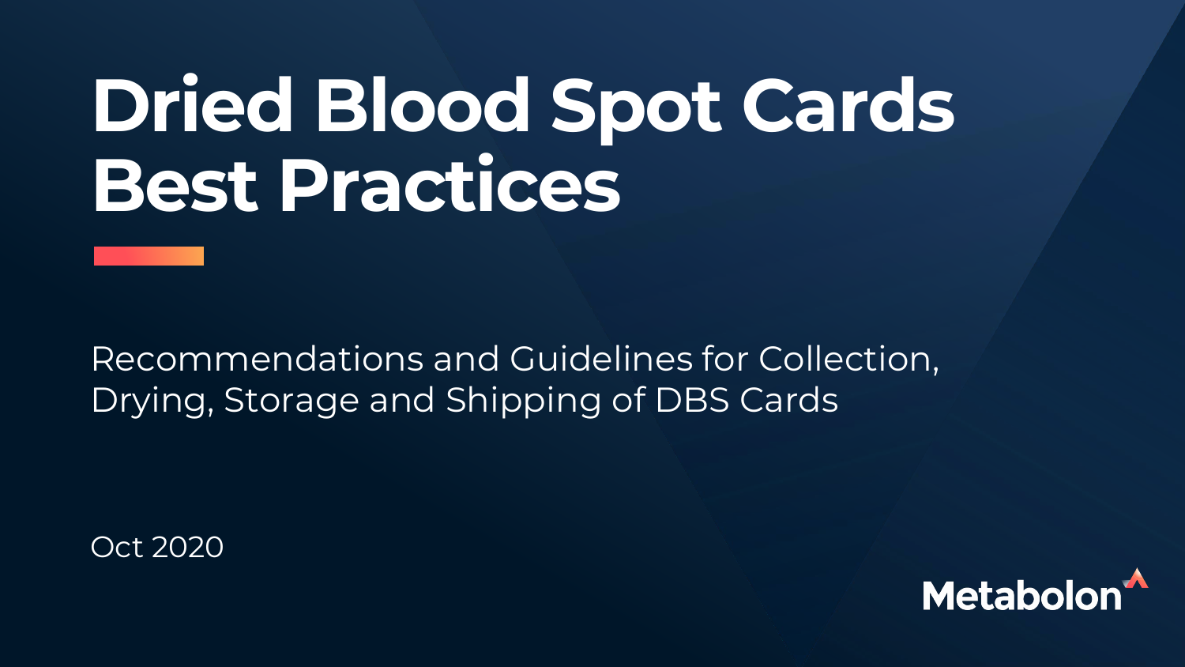# Dried Blood Spot Cards Best Practices

Recommendations and Guidelines for Collection, Drying, Storage and Shipping of DBS Cards

Oct 2020

Metabolon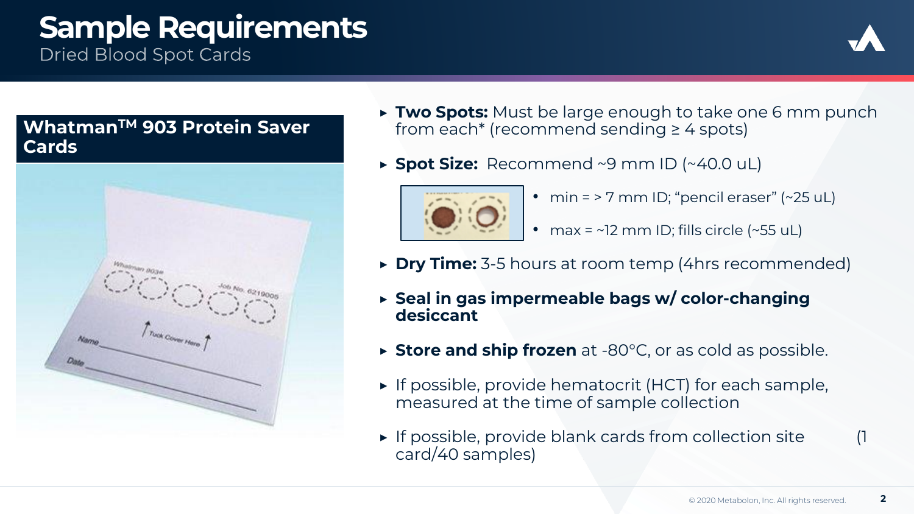# Sample Requirements

## Dried Blood Spot Cards

### Whatman$^{TM}$ 903 Protein Saver Cards

- **Two Spots:** Must be large enough to take one 6 mm punch from each* (recommend sending ≥ 4 spots)
- **Spot Size:** Recommend ~9 mm ID (~40.0 uL)
  - min = > 7 mm ID; "pencil eraser" (~25 uL)
  - max = ~12 mm ID; fills circle (~55 uL)
- **Dry Time:** 3-5 hours at room temp (4hrs recommended)
- **Seal in gas impermeable bags w/ color-changing desiccant**
- **Store and ship frozen** at -80°C, or as cold as possible.
- If possible, provide hematocrit (HCT) for each sample, measured at the time of sample collection
- If possible, provide blank cards from collection site (1 card/40 samples)

© 2020 Metabolon, Inc. All rights reserved.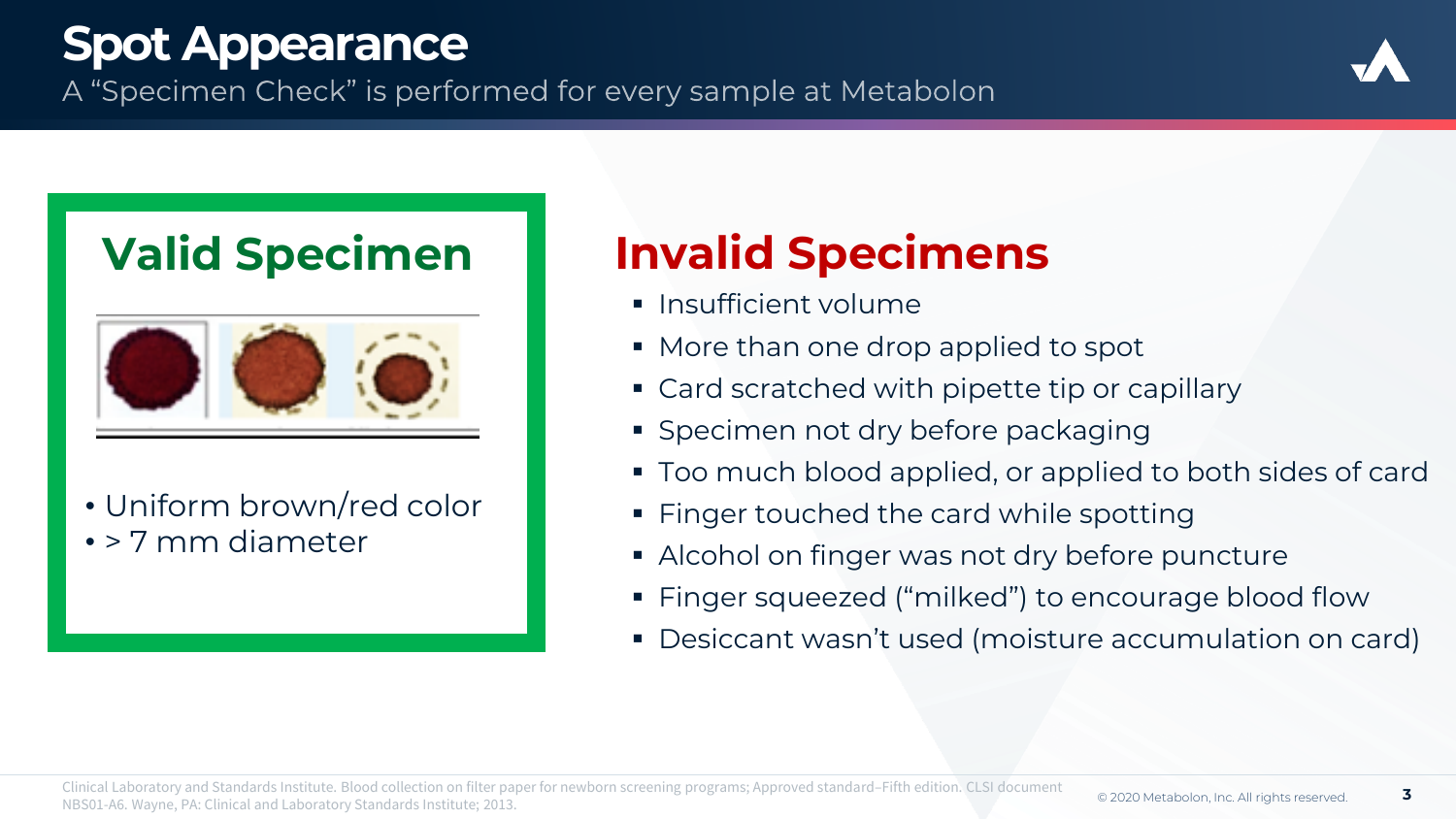# Spot Appearance

A "Specimen Check" is performed for every sample at Metabolon

## Valid Specimen

- Uniform brown/red color
- > 7 mm diameter

## Invalid Specimens

- Insufficient volume
- More than one drop applied to spot
- Card scratched with pipette tip or capillary
- Specimen not dry before packaging
- Too much blood applied, or applied to both sides of card
- Finger touched the card while spotting
- Alcohol on finger was not dry before puncture
- Finger squeezed ("milked") to encourage blood flow
- Desiccant wasn't used (moisture accumulation on card)

Clinical Laboratory and Standards Institute. Blood collection on filter paper for newborn screening programs; Approved standard–Fifth edition. CLSI document NBS01-A6. Wayne, PA: Clinical and Laboratory Standards Institute; 2013.

© 2020 Metabolon, Inc. All rights reserved.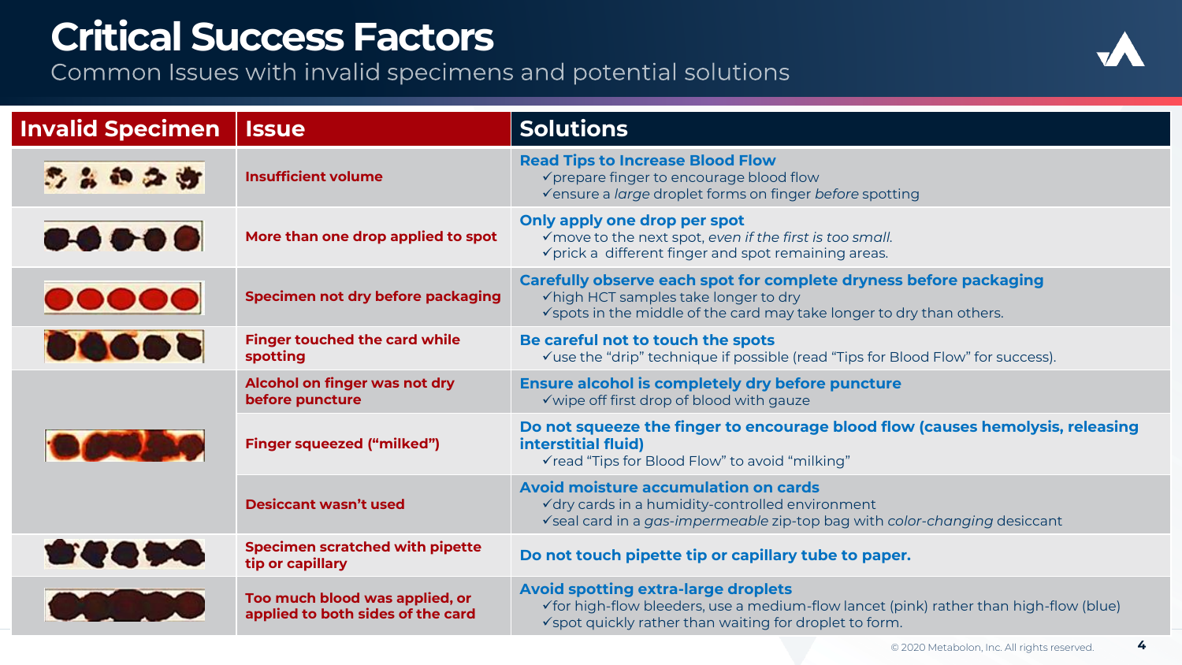# Critical Success Factors

Common Issues with invalid specimens and potential solutions

| Invalid Specimen | Issue | Solutions |
|---|---|---|
| | **Insufficient volume** | **Read Tips to Increase Blood Flow**<br>✓prepare finger to encourage blood flow<br>✓ensure a *large* droplet forms on finger *before* spotting |
| | **More than one drop applied to spot** | **Only apply one drop per spot**<br>✓move to the next spot, *even if the first is too small.*<br>✓prick a different finger and spot remaining areas. |
| | **Specimen not dry before packaging** | **Carefully observe each spot for complete dryness before packaging**<br>✓high HCT samples take longer to dry<br>✓spots in the middle of the card may take longer to dry than others. |
| | **Finger touched the card while spotting** | **Be careful not to touch the spots**<br>✓use the "drip" technique if possible (read "Tips for Blood Flow" for success). |
| | **Alcohol on finger was not dry before puncture** | **Ensure alcohol is completely dry before puncture**<br>✓wipe off first drop of blood with gauze |
| | **Finger squeezed ("milked")** | **Do not squeeze the finger to encourage blood flow (causes hemolysis, releasing interstitial fluid)**<br>✓read "Tips for Blood Flow" to avoid "milking" |
| | **Desiccant wasn't used** | **Avoid moisture accumulation on cards**<br>✓dry cards in a humidity-controlled environment<br>✓seal card in a *gas-impermeable* zip-top bag with *color-changing* desiccant |
| | **Specimen scratched with pipette tip or capillary** | **Do not touch pipette tip or capillary tube to paper.** |
| | **Too much blood was applied, or applied to both sides of the card** | **Avoid spotting extra-large droplets**<br>✓for high-flow bleeders, use a medium-flow lancet (pink) rather than high-flow (blue)<br>✓spot quickly rather than waiting for droplet to form. |

© 2020 Metabolon, Inc. All rights reserved.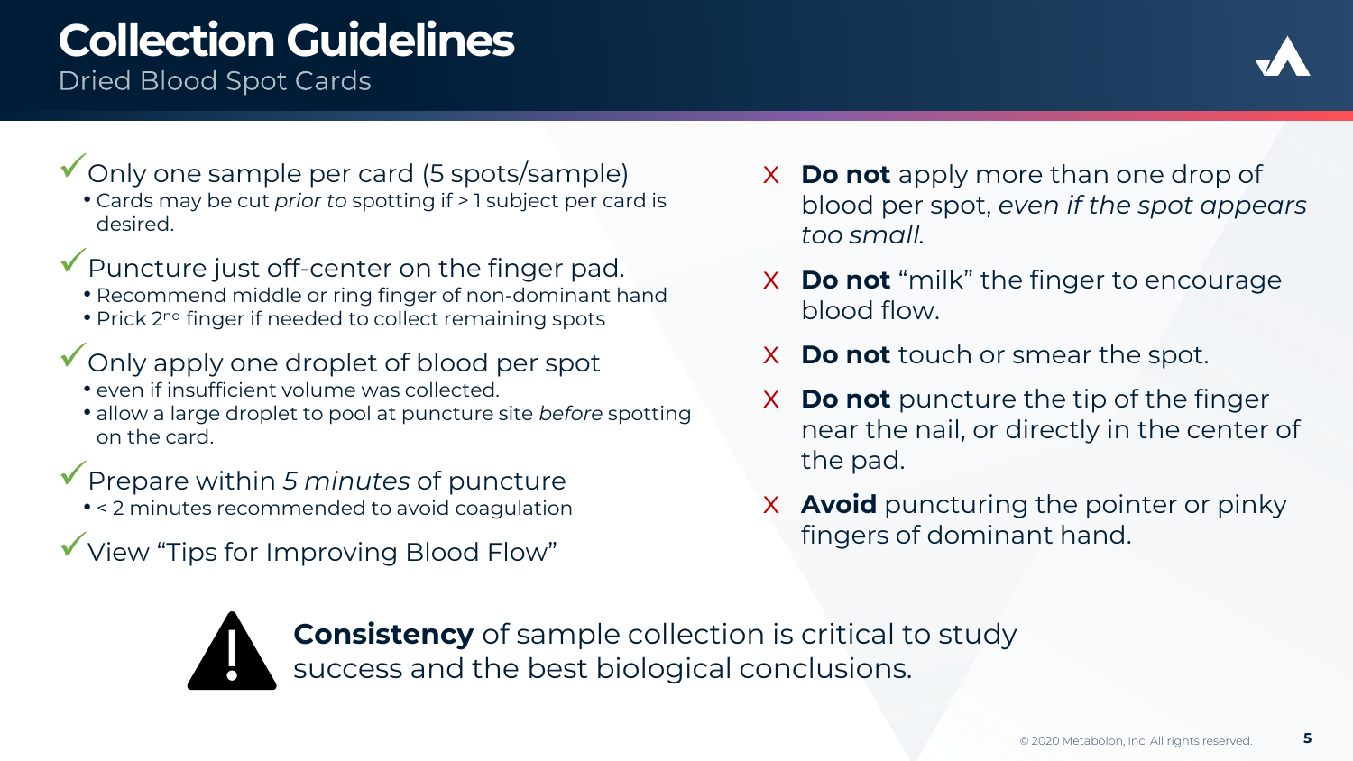# Collection Guidelines

## Dried Blood Spot Cards

✓ Only one sample per card (5 spots/sample)

- Cards may be cut *prior to* spotting if > 1 subject per card is desired.

✓ Puncture just off-center on the finger pad.

- Recommend middle or ring finger of non-dominant hand
- Prick 2nd finger if needed to collect remaining spots

✓ Only apply one droplet of blood per spot

- even if insufficient volume was collected.
- allow a large droplet to pool at puncture site *before* spotting on the card.

✓ Prepare within *5 minutes* of puncture

- < 2 minutes recommended to avoid coagulation

✓ View "Tips for Improving Blood Flow"

X **Do not** apply more than one drop of blood per spot, *even if the spot appears too small.*

X **Do not** "milk" the finger to encourage blood flow.

X **Do not** touch or smear the spot.

X **Do not** puncture the tip of the finger near the nail, or directly in the center of the pad.

X **Avoid** puncturing the pointer or pinky fingers of dominant hand.

**Consistency** of sample collection is critical to study success and the best biological conclusions.

© 2020 Metabolon, Inc. All rights reserved.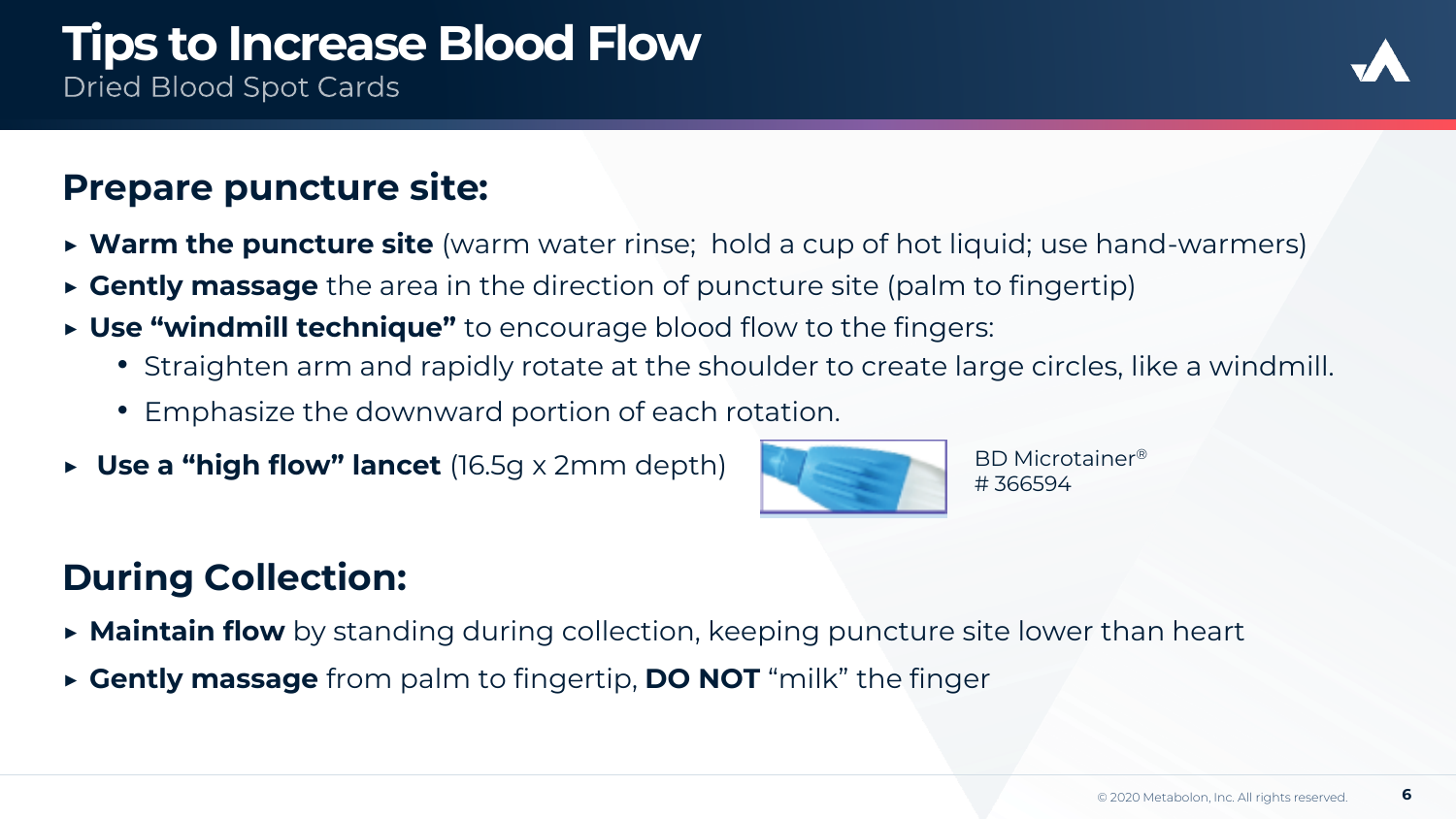# Tips to Increase Blood Flow

Dried Blood Spot Cards

## Prepare puncture site:

- **Warm the puncture site** (warm water rinse;  hold a cup of hot liquid; use hand-warmers)
- **Gently massage** the area in the direction of puncture site (palm to fingertip)
- **Use "windmill technique"** to encourage blood flow to the fingers:
  - Straighten arm and rapidly rotate at the shoulder to create large circles, like a windmill.
  - Emphasize the downward portion of each rotation.
- **Use a "high flow" lancet** (16.5g x 2mm depth)

BD Microtainer® # 366594

## During Collection:

- **Maintain flow** by standing during collection, keeping puncture site lower than heart
- **Gently massage** from palm to fingertip, **DO NOT** "milk" the finger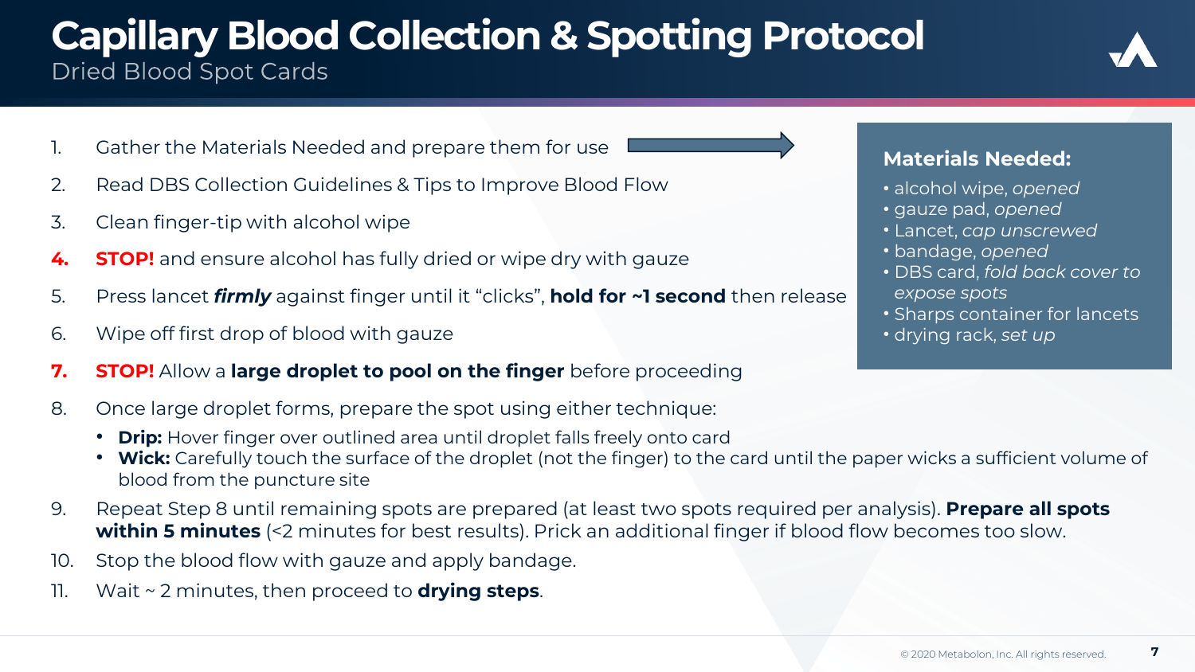# Capillary Blood Collection & Spotting Protocol

## Dried Blood Spot Cards

1. Gather the Materials Needed and prepare them for use
2. Read DBS Collection Guidelines & Tips to Improve Blood Flow
3. Clean finger-tip with alcohol wipe
4. **STOP!** and ensure alcohol has fully dried or wipe dry with gauze
5. Press lancet ***firmly*** against finger until it "clicks", **hold for ~1 second** then release
6. Wipe off first drop of blood with gauze
7. **STOP!** Allow a **large droplet to pool on the finger** before proceeding
8. Once large droplet forms, prepare the spot using either technique:
   - **Drip:** Hover finger over outlined area until droplet falls freely onto card
   - **Wick:** Carefully touch the surface of the droplet (not the finger) to the card until the paper wicks a sufficient volume of blood from the puncture site
9. Repeat Step 8 until remaining spots are prepared (at least two spots required per analysis). **Prepare all spots within 5 minutes** (<2 minutes for best results). Prick an additional finger if blood flow becomes too slow.
10. Stop the blood flow with gauze and apply bandage.
11. Wait ~ 2 minutes, then proceed to **drying steps**.

### Materials Needed:

- alcohol wipe, *opened*
- gauze pad, *opened*
- Lancet, *cap unscrewed*
- bandage, *opened*
- DBS card, *fold back cover to expose spots*
- Sharps container for lancets
- drying rack, *set up*

© 2020 Metabolon, Inc. All rights reserved.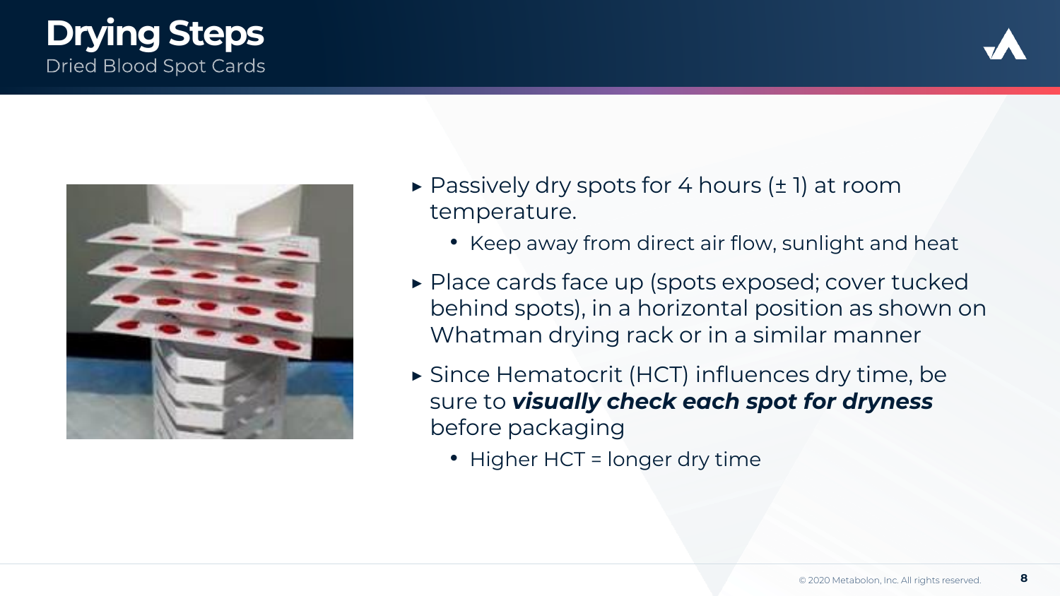# Drying Steps

## Dried Blood Spot Cards

- Passively dry spots for 4 hours (± 1) at room temperature.
  - Keep away from direct air flow, sunlight and heat
- Place cards face up (spots exposed; cover tucked behind spots), in a horizontal position as shown on Whatman drying rack or in a similar manner
- Since Hematocrit (HCT) influences dry time, be sure to ***visually check each spot for dryness*** before packaging
  - Higher HCT = longer dry time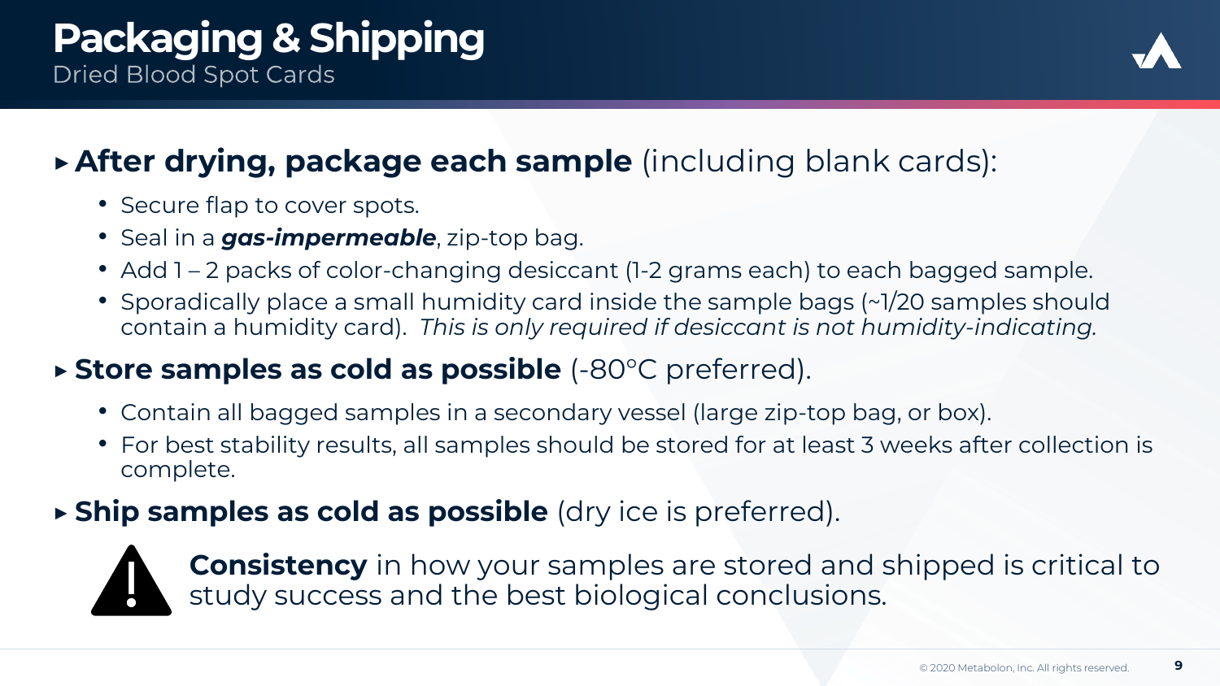# Packaging & Shipping

## Dried Blood Spot Cards

- **After drying, package each sample** (including blank cards):
  - Secure flap to cover spots.
  - Seal in a ***gas-impermeable***, zip-top bag.
  - Add 1 – 2 packs of color-changing desiccant (1-2 grams each) to each bagged sample.
  - Sporadically place a small humidity card inside the sample bags (~1/20 samples should contain a humidity card). *This is only required if desiccant is not humidity-indicating.*
- **Store samples as cold as possible** (-80°C preferred).
  - Contain all bagged samples in a secondary vessel (large zip-top bag, or box).
  - For best stability results, all samples should be stored for at least 3 weeks after collection is complete.
- **Ship samples as cold as possible** (dry ice is preferred).

**Consistency** in how your samples are stored and shipped is critical to study success and the best biological conclusions.

© 2020 Metabolon, Inc. All rights reserved.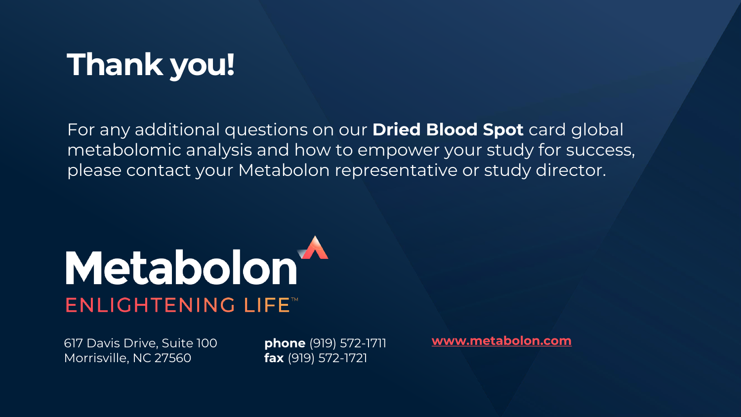# Thank you!

For any additional questions on our **Dried Blood Spot** card global metabolomic analysis and how to empower your study for success, please contact your Metabolon representative or study director.

Metabolon

ENLIGHTENING LIFE™

617 Davis Drive, Suite 100
Morrisville, NC 27560

**phone** (919) 572-1711
**fax** (919) 572-1721

**www.metabolon.com**